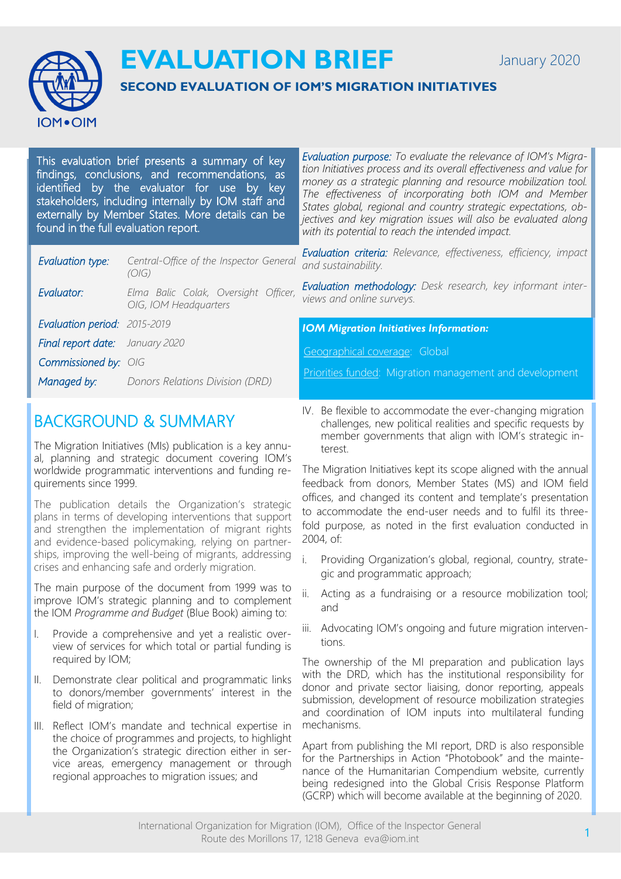# EVALUATION BRIEF

January 2020

## SECOND EVALUATION OF IOM'S MIGRATION INITIATIVES

This evaluation brief presents a summary of key findings, conclusions, and recommendations, as identified by the evaluator for use by key stakeholders, including internally by IOM staff and externally by Member States. More details can be found in the full evaluation report.

| | |
|---|---|
| *Evaluation type:* | *Central-Office of the Inspector General (OIG)* |
| *Evaluator:* | *Elma Balic Colak, Oversight Officer, OIG, IOM Headquarters* |
| *Evaluation period:* | *2015-2019* |
| *Final report date:* | *January 2020* |
| *Commissioned by:* | *OIG* |
| *Managed by:* | *Donors Relations Division (DRD)* |

*Evaluation purpose: To evaluate the relevance of IOM's Migration Initiatives process and its overall effectiveness and value for money as a strategic planning and resource mobilization tool. The effectiveness of incorporating both IOM and Member States global, regional and country strategic expectations, objectives and key migration issues will also be evaluated along with its potential to reach the intended impact.*

*Evaluation criteria: Relevance, effectiveness, efficiency, impact and sustainability.*

*Evaluation methodology: Desk research, key informant interviews and online surveys.*

***IOM Migration Initiatives Information:***

Geographical coverage: Global

Priorities funded: Migration management and development

## BACKGROUND & SUMMARY

The Migration Initiatives (MIs) publication is a key annual, planning and strategic document covering IOM's worldwide programmatic interventions and funding requirements since 1999.

The publication details the Organization's strategic plans in terms of developing interventions that support and strengthen the implementation of migrant rights and evidence-based policymaking, relying on partnerships, improving the well-being of migrants, addressing crises and enhancing safe and orderly migration.

The main purpose of the document from 1999 was to improve IOM's strategic planning and to complement the IOM *Programme and Budget* (Blue Book) aiming to:

I. Provide a comprehensive and yet a realistic overview of services for which total or partial funding is required by IOM;

II. Demonstrate clear political and programmatic links to donors/member governments' interest in the field of migration;

III. Reflect IOM's mandate and technical expertise in the choice of programmes and projects, to highlight the Organization's strategic direction either in service areas, emergency management or through regional approaches to migration issues; and

IV. Be flexible to accommodate the ever-changing migration challenges, new political realities and specific requests by member governments that align with IOM's strategic interest.

The Migration Initiatives kept its scope aligned with the annual feedback from donors, Member States (MS) and IOM field offices, and changed its content and template's presentation to accommodate the end-user needs and to fulfil its three-fold purpose, as noted in the first evaluation conducted in 2004, of:

i. Providing Organization's global, regional, country, strategic and programmatic approach;

ii. Acting as a fundraising or a resource mobilization tool; and

iii. Advocating IOM's ongoing and future migration interventions.

The ownership of the MI preparation and publication lays with the DRD, which has the institutional responsibility for donor and private sector liaising, donor reporting, appeals submission, development of resource mobilization strategies and coordination of IOM inputs into multilateral funding mechanisms.

Apart from publishing the MI report, DRD is also responsible for the Partnerships in Action "Photobook" and the maintenance of the Humanitarian Compendium website, currently being redesigned into the Global Crisis Response Platform (GCRP) which will become available at the beginning of 2020.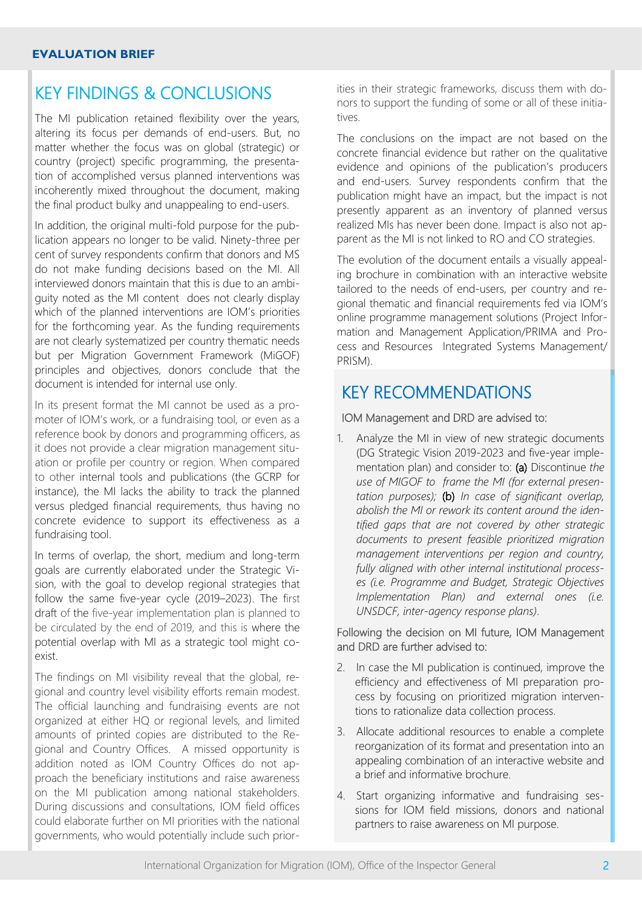## KEY FINDINGS & CONCLUSIONS

The MI publication retained flexibility over the years, altering its focus per demands of end-users. But, no matter whether the focus was on global (strategic) or country (project) specific programming, the presentation of accomplished versus planned interventions was incoherently mixed throughout the document, making the final product bulky and unappealing to end-users.

In addition, the original multi-fold purpose for the publication appears no longer to be valid. Ninety-three per cent of survey respondents confirm that donors and MS do not make funding decisions based on the MI. All interviewed donors maintain that this is due to an ambiguity noted as the MI content does not clearly display which of the planned interventions are IOM's priorities for the forthcoming year. As the funding requirements are not clearly systematized per country thematic needs but per Migration Government Framework (MiGOF) principles and objectives, donors conclude that the document is intended for internal use only.

In its present format the MI cannot be used as a promoter of IOM's work, or a fundraising tool, or even as a reference book by donors and programming officers, as it does not provide a clear migration management situation or profile per country or region. When compared to other internal tools and publications (the GCRP for instance), the MI lacks the ability to track the planned versus pledged financial requirements, thus having no concrete evidence to support its effectiveness as a fundraising tool.

In terms of overlap, the short, medium and long-term goals are currently elaborated under the Strategic Vision, with the goal to develop regional strategies that follow the same five-year cycle (2019–2023). The first draft of the five-year implementation plan is planned to be circulated by the end of 2019, and this is where the potential overlap with MI as a strategic tool might coexist.

The findings on MI visibility reveal that the global, regional and country level visibility efforts remain modest. The official launching and fundraising events are not organized at either HQ or regional levels, and limited amounts of printed copies are distributed to the Regional and Country Offices. A missed opportunity is addition noted as IOM Country Offices do not approach the beneficiary institutions and raise awareness on the MI publication among national stakeholders. During discussions and consultations, IOM field offices could elaborate further on MI priorities with the national governments, who would potentially include such priorities in their strategic frameworks, discuss them with donors to support the funding of some or all of these initiatives.

The conclusions on the impact are not based on the concrete financial evidence but rather on the qualitative evidence and opinions of the publication's producers and end-users. Survey respondents confirm that the publication might have an impact, but the impact is not presently apparent as an inventory of planned versus realized MIs has never been done. Impact is also not apparent as the MI is not linked to RO and CO strategies.

The evolution of the document entails a visually appealing brochure in combination with an interactive website tailored to the needs of end-users, per country and regional thematic and financial requirements fed via IOM's online programme management solutions (Project Information and Management Application/PRIMA and Process and Resources Integrated Systems Management/PRISM).

## KEY RECOMMENDATIONS

IOM Management and DRD are advised to:

1. Analyze the MI in view of new strategic documents (DG Strategic Vision 2019-2023 and five-year implementation plan) and consider to: **(a)** Discontinue *the use of MIGOF to frame the MI (for external presentation purposes);* **(b)** *In case of significant overlap, abolish the MI or rework its content around the identified gaps that are not covered by other strategic documents to present feasible prioritized migration management interventions per region and country, fully aligned with other internal institutional processes (i.e. Programme and Budget, Strategic Objectives Implementation Plan) and external ones (i.e. UNSDCF, inter-agency response plans)*.

Following the decision on MI future, IOM Management and DRD are further advised to:

2. In case the MI publication is continued, improve the efficiency and effectiveness of MI preparation process by focusing on prioritized migration interventions to rationalize data collection process.
3. Allocate additional resources to enable a complete reorganization of its format and presentation into an appealing combination of an interactive website and a brief and informative brochure.
4. Start organizing informative and fundraising sessions for IOM field missions, donors and national partners to raise awareness on MI purpose.